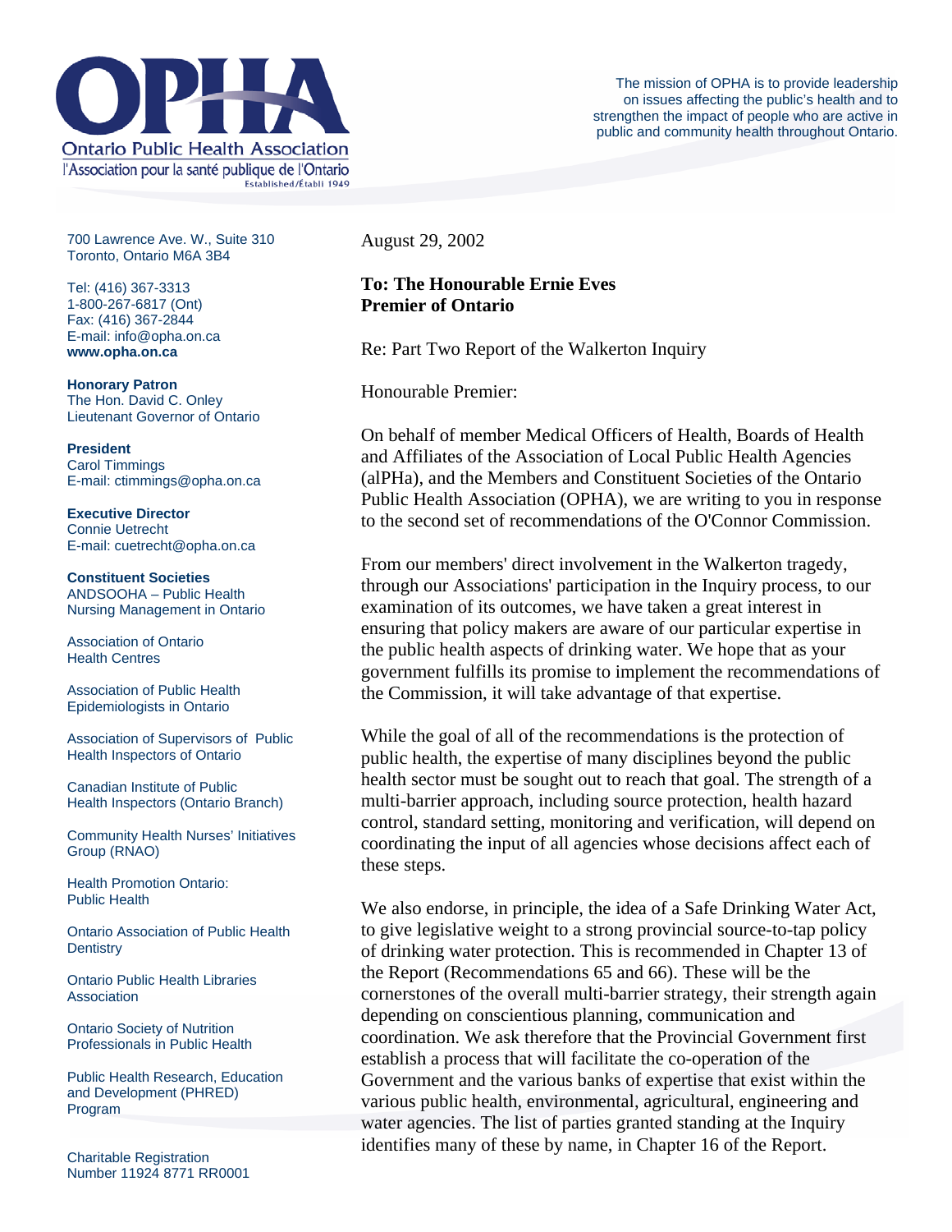# OPHA

Ontario Public Health Association

l'Association pour la santé publique de l'Ontario

Established/Établi 1949

The mission of OPHA is to provide leadership on issues affecting the public's health and to strengthen the impact of people who are active in public and community health throughout Ontario.

700 Lawrence Ave. W., Suite 310
Toronto, Ontario M6A 3B4

Tel: (416) 367-3313
1-800-267-6817 (Ont)
Fax: (416) 367-2844
E-mail: info@opha.on.ca
**www.opha.on.ca**

**Honorary Patron**
The Hon. David C. Onley
Lieutenant Governor of Ontario

**President**
Carol Timmings
E-mail: ctimmings@opha.on.ca

**Executive Director**
Connie Uetrecht
E-mail: cuetrecht@opha.on.ca

**Constituent Societies**

ANDSOOHA – Public Health Nursing Management in Ontario

Association of Ontario Health Centres

Association of Public Health Epidemiologists in Ontario

Association of Supervisors of Public Health Inspectors of Ontario

Canadian Institute of Public Health Inspectors (Ontario Branch)

Community Health Nurses' Initiatives Group (RNAO)

Health Promotion Ontario: Public Health

Ontario Association of Public Health Dentistry

Ontario Public Health Libraries Association

Ontario Society of Nutrition Professionals in Public Health

Public Health Research, Education and Development (PHRED) Program

Charitable Registration Number 11924 8771 RR0001

August 29, 2002

**To: The Honourable Ernie Eves**
**Premier of Ontario**

Re: Part Two Report of the Walkerton Inquiry

Honourable Premier:

On behalf of member Medical Officers of Health, Boards of Health and Affiliates of the Association of Local Public Health Agencies (alPHa), and the Members and Constituent Societies of the Ontario Public Health Association (OPHA), we are writing to you in response to the second set of recommendations of the O'Connor Commission.

From our members' direct involvement in the Walkerton tragedy, through our Associations' participation in the Inquiry process, to our examination of its outcomes, we have taken a great interest in ensuring that policy makers are aware of our particular expertise in the public health aspects of drinking water. We hope that as your government fulfills its promise to implement the recommendations of the Commission, it will take advantage of that expertise.

While the goal of all of the recommendations is the protection of public health, the expertise of many disciplines beyond the public health sector must be sought out to reach that goal. The strength of a multi-barrier approach, including source protection, health hazard control, standard setting, monitoring and verification, will depend on coordinating the input of all agencies whose decisions affect each of these steps.

We also endorse, in principle, the idea of a Safe Drinking Water Act, to give legislative weight to a strong provincial source-to-tap policy of drinking water protection. This is recommended in Chapter 13 of the Report (Recommendations 65 and 66). These will be the cornerstones of the overall multi-barrier strategy, their strength again depending on conscientious planning, communication and coordination. We ask therefore that the Provincial Government first establish a process that will facilitate the co-operation of the Government and the various banks of expertise that exist within the various public health, environmental, agricultural, engineering and water agencies. The list of parties granted standing at the Inquiry identifies many of these by name, in Chapter 16 of the Report.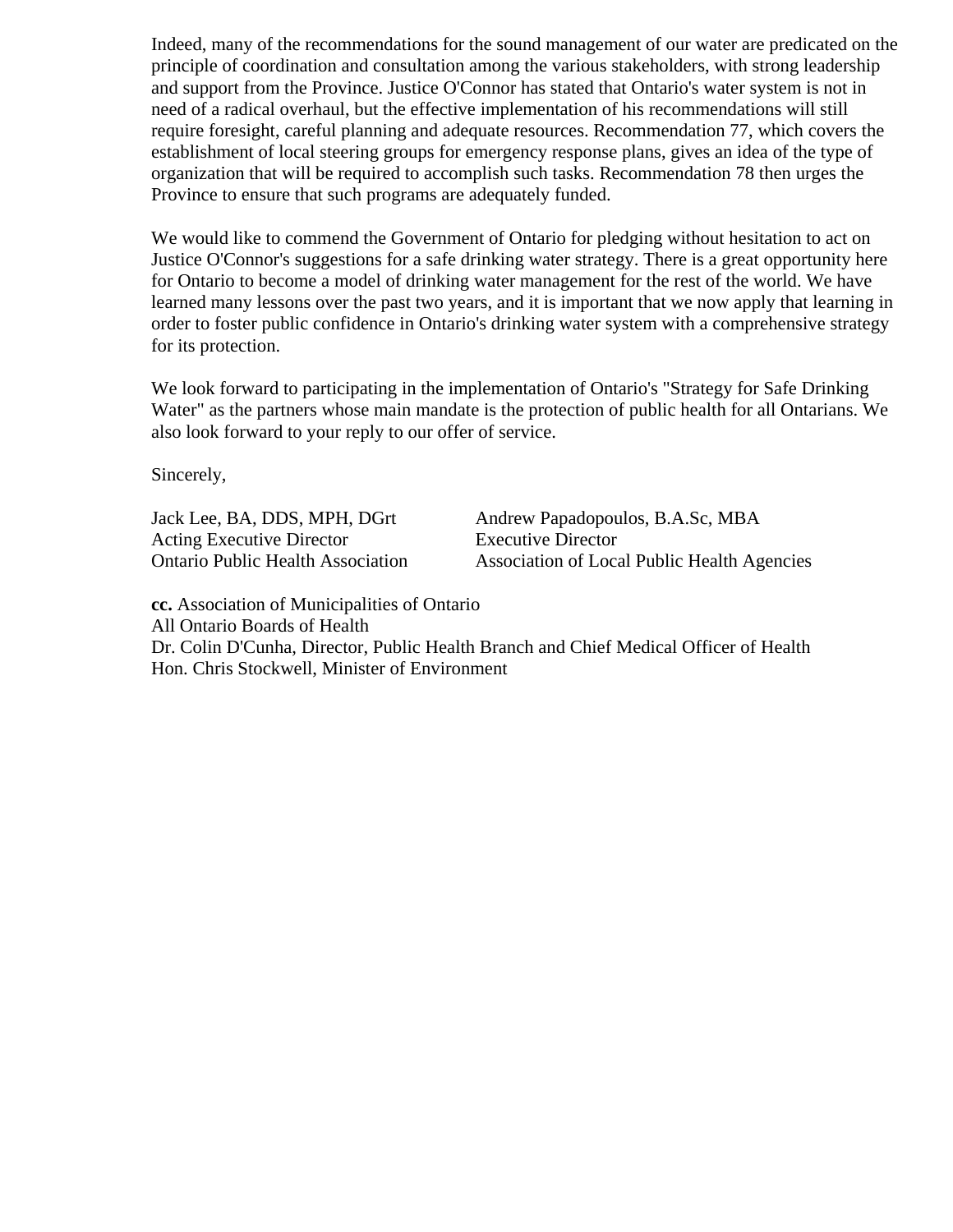Indeed, many of the recommendations for the sound management of our water are predicated on the principle of coordination and consultation among the various stakeholders, with strong leadership and support from the Province. Justice O'Connor has stated that Ontario's water system is not in need of a radical overhaul, but the effective implementation of his recommendations will still require foresight, careful planning and adequate resources. Recommendation 77, which covers the establishment of local steering groups for emergency response plans, gives an idea of the type of organization that will be required to accomplish such tasks. Recommendation 78 then urges the Province to ensure that such programs are adequately funded.

We would like to commend the Government of Ontario for pledging without hesitation to act on Justice O'Connor's suggestions for a safe drinking water strategy. There is a great opportunity here for Ontario to become a model of drinking water management for the rest of the world. We have learned many lessons over the past two years, and it is important that we now apply that learning in order to foster public confidence in Ontario's drinking water system with a comprehensive strategy for its protection.

We look forward to participating in the implementation of Ontario's "Strategy for Safe Drinking Water" as the partners whose main mandate is the protection of public health for all Ontarians. We also look forward to your reply to our offer of service.

Sincerely,

Jack Lee, BA, DDS, MPH, DGrt
Acting Executive Director
Ontario Public Health Association

Andrew Papadopoulos, B.A.Sc, MBA
Executive Director
Association of Local Public Health Agencies

**cc.** Association of Municipalities of Ontario
All Ontario Boards of Health
Dr. Colin D'Cunha, Director, Public Health Branch and Chief Medical Officer of Health
Hon. Chris Stockwell, Minister of Environment